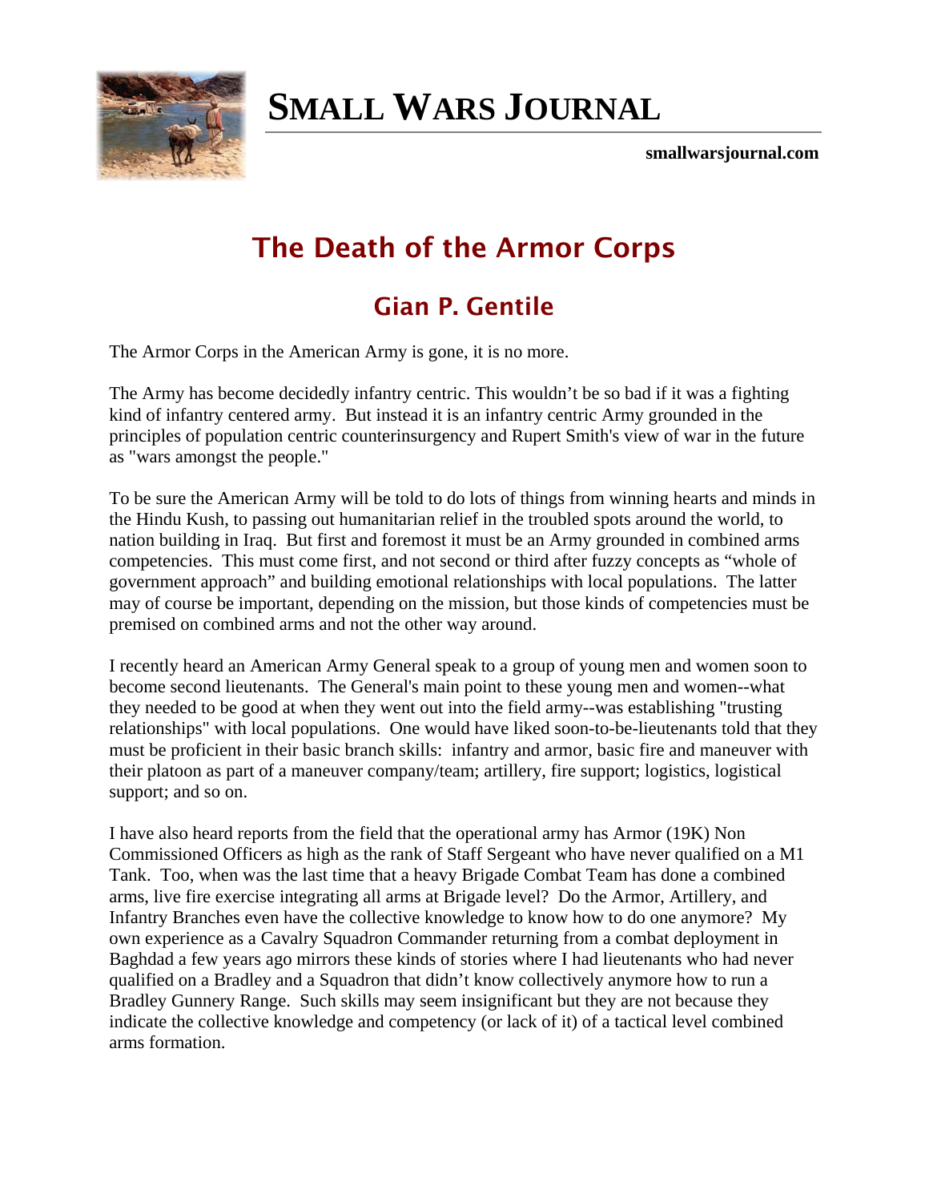# SMALL WARS JOURNAL

**smallwarsjournal.com**

## The Death of the Armor Corps

### Gian P. Gentile

The Armor Corps in the American Army is gone, it is no more.

The Army has become decidedly infantry centric. This wouldn't be so bad if it was a fighting kind of infantry centered army. But instead it is an infantry centric Army grounded in the principles of population centric counterinsurgency and Rupert Smith's view of war in the future as "wars amongst the people."

To be sure the American Army will be told to do lots of things from winning hearts and minds in the Hindu Kush, to passing out humanitarian relief in the troubled spots around the world, to nation building in Iraq. But first and foremost it must be an Army grounded in combined arms competencies. This must come first, and not second or third after fuzzy concepts as "whole of government approach" and building emotional relationships with local populations. The latter may of course be important, depending on the mission, but those kinds of competencies must be premised on combined arms and not the other way around.

I recently heard an American Army General speak to a group of young men and women soon to become second lieutenants. The General's main point to these young men and women--what they needed to be good at when they went out into the field army--was establishing "trusting relationships" with local populations. One would have liked soon-to-be-lieutenants told that they must be proficient in their basic branch skills: infantry and armor, basic fire and maneuver with their platoon as part of a maneuver company/team; artillery, fire support; logistics, logistical support; and so on.

I have also heard reports from the field that the operational army has Armor (19K) Non Commissioned Officers as high as the rank of Staff Sergeant who have never qualified on a M1 Tank. Too, when was the last time that a heavy Brigade Combat Team has done a combined arms, live fire exercise integrating all arms at Brigade level? Do the Armor, Artillery, and Infantry Branches even have the collective knowledge to know how to do one anymore? My own experience as a Cavalry Squadron Commander returning from a combat deployment in Baghdad a few years ago mirrors these kinds of stories where I had lieutenants who had never qualified on a Bradley and a Squadron that didn't know collectively anymore how to run a Bradley Gunnery Range. Such skills may seem insignificant but they are not because they indicate the collective knowledge and competency (or lack of it) of a tactical level combined arms formation.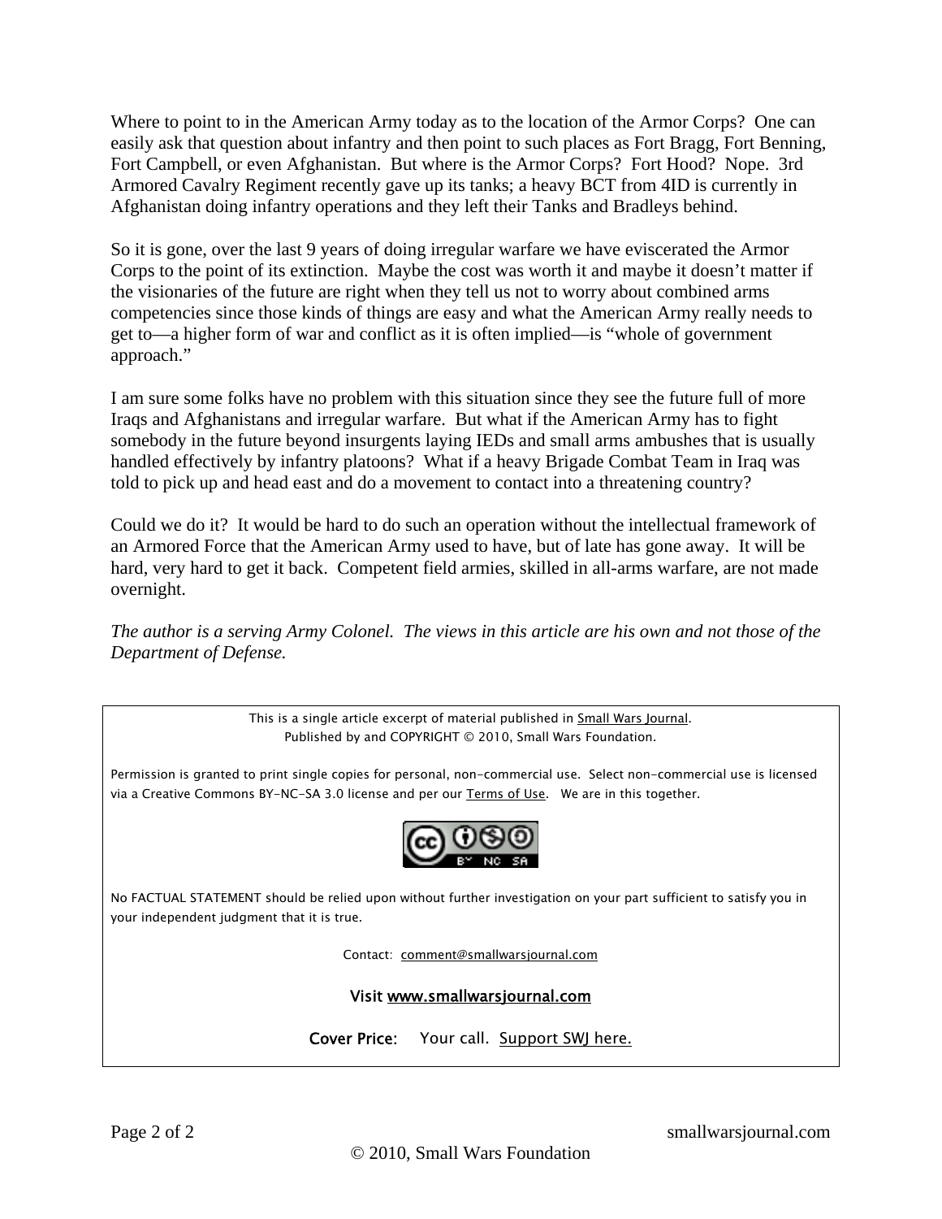Where to point to in the American Army today as to the location of the Armor Corps? One can easily ask that question about infantry and then point to such places as Fort Bragg, Fort Benning, Fort Campbell, or even Afghanistan. But where is the Armor Corps? Fort Hood? Nope. 3rd Armored Cavalry Regiment recently gave up its tanks; a heavy BCT from 4ID is currently in Afghanistan doing infantry operations and they left their Tanks and Bradleys behind.

So it is gone, over the last 9 years of doing irregular warfare we have eviscerated the Armor Corps to the point of its extinction. Maybe the cost was worth it and maybe it doesn't matter if the visionaries of the future are right when they tell us not to worry about combined arms competencies since those kinds of things are easy and what the American Army really needs to get to—a higher form of war and conflict as it is often implied—is "whole of government approach."

I am sure some folks have no problem with this situation since they see the future full of more Iraqs and Afghanistans and irregular warfare. But what if the American Army has to fight somebody in the future beyond insurgents laying IEDs and small arms ambushes that is usually handled effectively by infantry platoons? What if a heavy Brigade Combat Team in Iraq was told to pick up and head east and do a movement to contact into a threatening country?

Could we do it? It would be hard to do such an operation without the intellectual framework of an Armored Force that the American Army used to have, but of late has gone away. It will be hard, very hard to get it back. Competent field armies, skilled in all-arms warfare, are not made overnight.

*The author is a serving Army Colonel. The views in this article are his own and not those of the Department of Defense.*

---

This is a single article excerpt of material published in Small Wars Journal.
Published by and COPYRIGHT © 2010, Small Wars Foundation.

Permission is granted to print single copies for personal, non-commercial use. Select non-commercial use is licensed via a Creative Commons BY-NC-SA 3.0 license and per our Terms of Use. We are in this together.

No FACTUAL STATEMENT should be relied upon without further investigation on your part sufficient to satisfy you in your independent judgment that it is true.

Contact: comment@smallwarsjournal.com

Visit www.smallwarsjournal.com

**Cover Price**: Your call. Support SWJ here.

© 2010, Small Wars Foundation